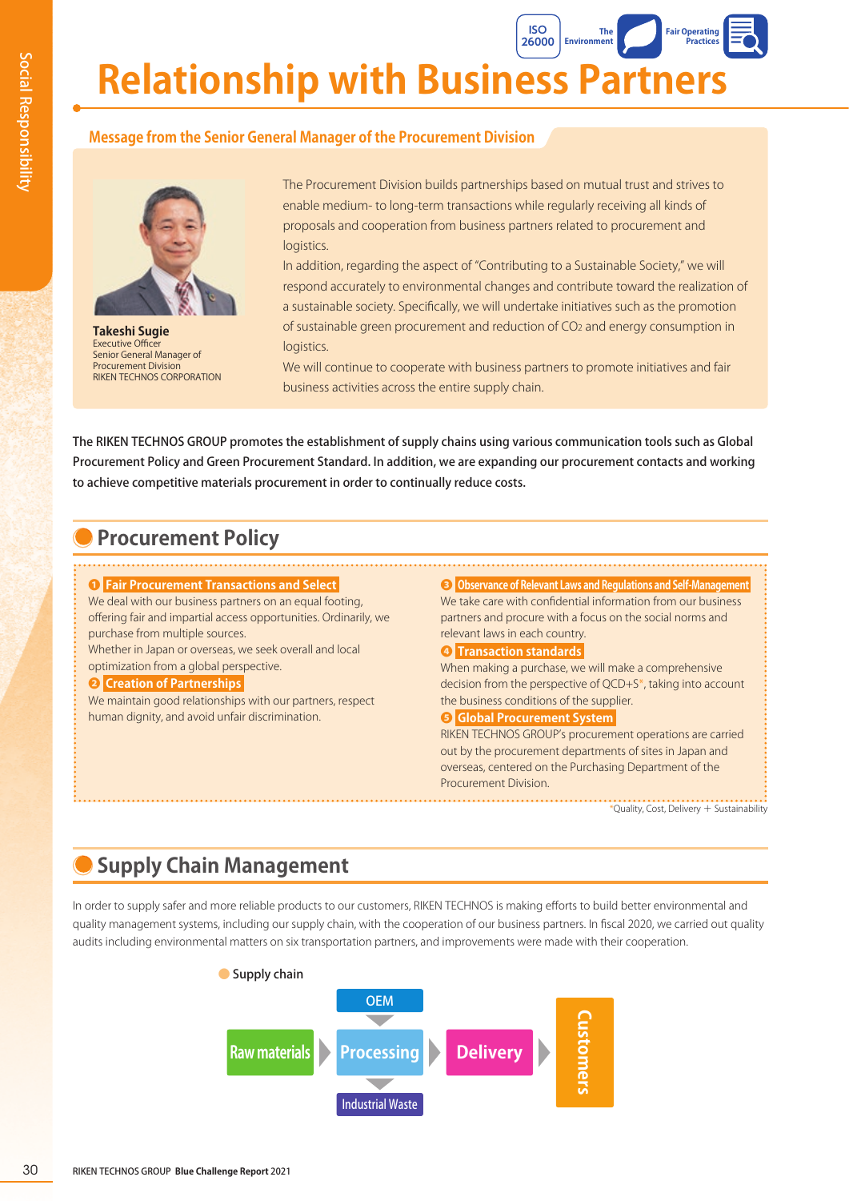ISO 26000 The Environment Fair Operating Practices

# Relationship with Business Partners

## Message from the Senior General Manager of the Procurement Division

**Takeshi Sugie**
Executive Officer
Senior General Manager of Procurement Division
RIKEN TECHNOS CORPORATION

The Procurement Division builds partnerships based on mutual trust and strives to enable medium- to long-term transactions while regularly receiving all kinds of proposals and cooperation from business partners related to procurement and logistics.

In addition, regarding the aspect of "Contributing to a Sustainable Society," we will respond accurately to environmental changes and contribute toward the realization of a sustainable society. Specifically, we will undertake initiatives such as the promotion of sustainable green procurement and reduction of $CO_2$ and energy consumption in logistics.

We will continue to cooperate with business partners to promote initiatives and fair business activities across the entire supply chain.

The RIKEN TECHNOS GROUP promotes the establishment of supply chains using various communication tools such as Global Procurement Policy and Green Procurement Standard. In addition, we are expanding our procurement contacts and working to achieve competitive materials procurement in order to continually reduce costs.

## Procurement Policy

**❶ Fair Procurement Transactions and Select**
We deal with our business partners on an equal footing, offering fair and impartial access opportunities. Ordinarily, we purchase from multiple sources.
Whether in Japan or overseas, we seek overall and local optimization from a global perspective.

**❷ Creation of Partnerships**
We maintain good relationships with our partners, respect human dignity, and avoid unfair discrimination.

**❸ Observance of Relevant Laws and Regulations and Self-Management**
We take care with confidential information from our business partners and procure with a focus on the social norms and relevant laws in each country.

**❹ Transaction standards**
When making a purchase, we will make a comprehensive decision from the perspective of QCD+S*, taking into account the business conditions of the supplier.

**❺ Global Procurement System**
RIKEN TECHNOS GROUP's procurement operations are carried out by the procurement departments of sites in Japan and overseas, centered on the Purchasing Department of the Procurement Division.

*Quality, Cost, Delivery + Sustainability

## Supply Chain Management

In order to supply safer and more reliable products to our customers, RIKEN TECHNOS is making efforts to build better environmental and quality management systems, including our supply chain, with the cooperation of our business partners. In fiscal 2020, we carried out quality audits including environmental matters on six transportation partners, and improvements were made with their cooperation.

Supply chain

Raw materials ▶ Processing (OEM ▼ / ▼ Industrial Waste) ▶ Delivery ▶ Customers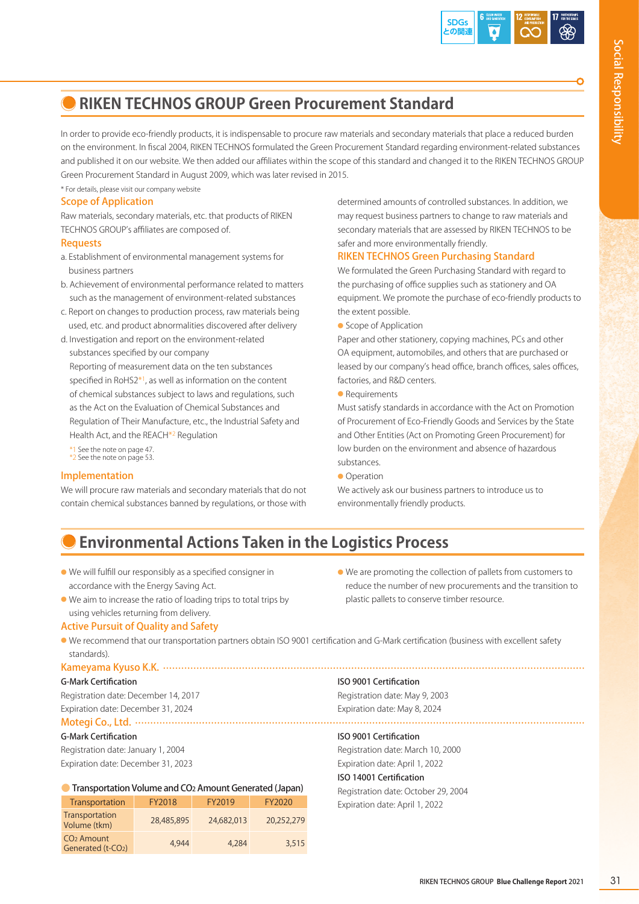## RIKEN TECHNOS GROUP Green Procurement Standard

In order to provide eco-friendly products, it is indispensable to procure raw materials and secondary materials that place a reduced burden on the environment. In fiscal 2004, RIKEN TECHNOS formulated the Green Procurement Standard regarding environment-related substances and published it on our website. We then added our affiliates within the scope of this standard and changed it to the RIKEN TECHNOS GROUP Green Procurement Standard in August 2009, which was later revised in 2015.

* For details, please visit our company website

### Scope of Application

Raw materials, secondary materials, etc. that products of RIKEN TECHNOS GROUP's affiliates are composed of.

### Requests

a. Establishment of environmental management systems for business partners
b. Achievement of environmental performance related to matters such as the management of environment-related substances
c. Report on changes to production process, raw materials being used, etc. and product abnormalities discovered after delivery
d. Investigation and report on the environment-related substances specified by our company
Reporting of measurement data on the ten substances specified in RoHS2*1, as well as information on the content of chemical substances subject to laws and regulations, such as the Act on the Evaluation of Chemical Substances and Regulation of Their Manufacture, etc., the Industrial Safety and Health Act, and the REACH*2 Regulation

*1 See the note on page 47.
*2 See the note on page 53.

### Implementation

We will procure raw materials and secondary materials that do not contain chemical substances banned by regulations, or those with determined amounts of controlled substances. In addition, we may request business partners to change to raw materials and secondary materials that are assessed by RIKEN TECHNOS to be safer and more environmentally friendly.

### RIKEN TECHNOS Green Purchasing Standard

We formulated the Green Purchasing Standard with regard to the purchasing of office supplies such as stationery and OA equipment. We promote the purchase of eco-friendly products to the extent possible.

- Scope of Application

Paper and other stationery, copying machines, PCs and other OA equipment, automobiles, and others that are purchased or leased by our company's head office, branch offices, sales offices, factories, and R&D centers.

- Requirements

Must satisfy standards in accordance with the Act on Promotion of Procurement of Eco-Friendly Goods and Services by the State and Other Entities (Act on Promoting Green Procurement) for low burden on the environment and absence of hazardous substances.

- Operation

We actively ask our business partners to introduce us to environmentally friendly products.

## Environmental Actions Taken in the Logistics Process

- We will fulfill our responsibly as a specified consigner in accordance with the Energy Saving Act.
- We aim to increase the ratio of loading trips to total trips by using vehicles returning from delivery.
- We are promoting the collection of pallets from customers to reduce the number of new procurements and the transition to plastic pallets to conserve timber resource.

### Active Pursuit of Quality and Safety

- We recommend that our transportation partners obtain ISO 9001 certification and G-Mark certification (business with excellent safety standards).

#### Kameyama Kyuso K.K.

**G-Mark Certification**
Registration date: December 14, 2017
Expiration date: December 31, 2024

**ISO 9001 Certification**
Registration date: May 9, 2003
Expiration date: May 8, 2024

#### Motegi Co., Ltd.

**G-Mark Certification**
Registration date: January 1, 2004
Expiration date: December 31, 2023

**ISO 9001 Certification**
Registration date: March 10, 2000
Expiration date: April 1, 2022

**ISO 14001 Certification**
Registration date: October 29, 2004
Expiration date: April 1, 2022

**Transportation Volume and $CO_2$ Amount Generated (Japan)**

| Transportation | FY2018 | FY2019 | FY2020 |
|---|---|---|---|
| Transportation Volume (tkm) | 28,485,895 | 24,682,013 | 20,252,279 |
| $CO_2$ Amount Generated (t-$CO_2$) | 4,944 | 4,284 | 3,515 |